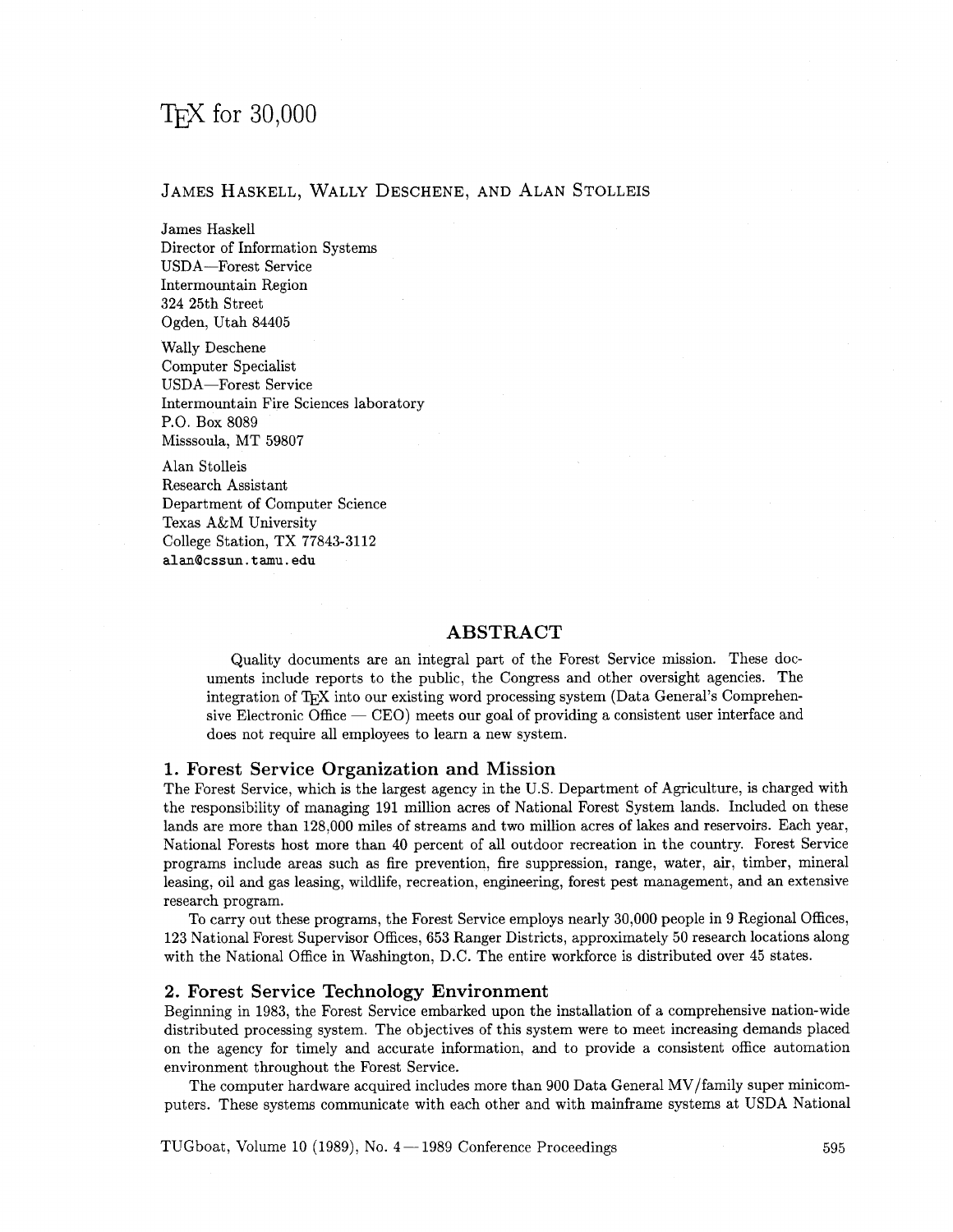# TEX for 30,000

JAMES HASKELL, WALLY DESCHENE, AND ALAN STOLLEIS

James Haskell
Director of Information Systems
USDA—Forest Service
Intermountain Region
324 25th Street
Ogden, Utah 84405

Wally Deschene
Computer Specialist
USDA—Forest Service
Intermountain Fire Sciences laboratory
P.O. Box 8089
Misssoula, MT 59807

Alan Stolleis
Research Assistant
Department of Computer Science
Texas A&M University
College Station, TX 77843-3112
alan@cssun.tamu.edu

## ABSTRACT

Quality documents are an integral part of the Forest Service mission. These documents include reports to the public, the Congress and other oversight agencies. The integration of TEX into our existing word processing system (Data General's Comprehensive Electronic Office — CEO) meets our goal of providing a consistent user interface and does not require all employees to learn a new system.

## 1. Forest Service Organization and Mission

The Forest Service, which is the largest agency in the U.S. Department of Agriculture, is charged with the responsibility of managing 191 million acres of National Forest System lands. Included on these lands are more than 128,000 miles of streams and two million acres of lakes and reservoirs. Each year, National Forests host more than 40 percent of all outdoor recreation in the country. Forest Service programs include areas such as fire prevention, fire suppression, range, water, air, timber, mineral leasing, oil and gas leasing, wildlife, recreation, engineering, forest pest management, and an extensive research program.

To carry out these programs, the Forest Service employs nearly 30,000 people in 9 Regional Offices, 123 National Forest Supervisor Offices, 653 Ranger Districts, approximately 50 research locations along with the National Office in Washington, D.C. The entire workforce is distributed over 45 states.

## 2. Forest Service Technology Environment

Beginning in 1983, the Forest Service embarked upon the installation of a comprehensive nation-wide distributed processing system. The objectives of this system were to meet increasing demands placed on the agency for timely and accurate information, and to provide a consistent office automation environment throughout the Forest Service.

The computer hardware acquired includes more than 900 Data General MV/family super minicomputers. These systems communicate with each other and with mainframe systems at USDA National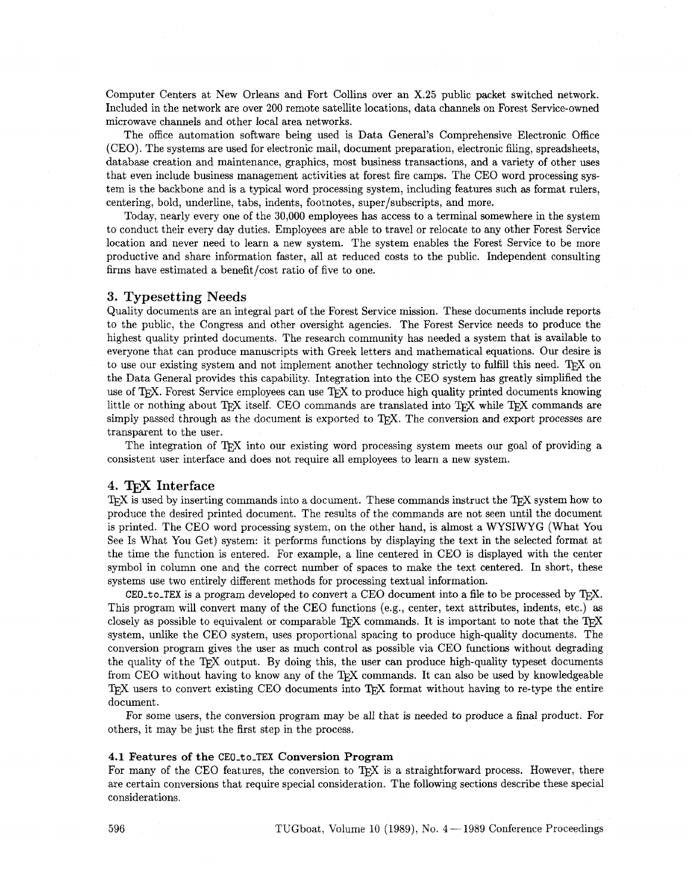Computer Centers at New Orleans and Fort Collins over an X.25 public packet switched network. Included in the network are over 200 remote satellite locations, data channels on Forest Service-owned microwave channels and other local area networks.

The office automation software being used is Data General's Comprehensive Electronic Office (CEO). The systems are used for electronic mail, document preparation, electronic filing, spreadsheets, database creation and maintenance, graphics, most business transactions, and a variety of other uses that even include business management activities at forest fire camps. The CEO word processing system is the backbone and is a typical word processing system, including features such as format rulers, centering, bold, underline, tabs, indents, footnotes, super/subscripts, and more.

Today, nearly every one of the 30,000 employees has access to a terminal somewhere in the system to conduct their every day duties. Employees are able to travel or relocate to any other Forest Service location and never need to learn a new system. The system enables the Forest Service to be more productive and share information faster, all at reduced costs to the public. Independent consulting firms have estimated a benefit/cost ratio of five to one.

## 3. Typesetting Needs

Quality documents are an integral part of the Forest Service mission. These documents include reports to the public, the Congress and other oversight agencies. The Forest Service needs to produce the highest quality printed documents. The research community has needed a system that is available to everyone that can produce manuscripts with Greek letters and mathematical equations. Our desire is to use our existing system and not implement another technology strictly to fulfill this need. TEX on the Data General provides this capability. Integration into the CEO system has greatly simplified the use of TEX. Forest Service employees can use TEX to produce high quality printed documents knowing little or nothing about TEX itself. CEO commands are translated into TEX while TEX commands are simply passed through as the document is exported to TEX. The conversion and export processes are transparent to the user.

The integration of TEX into our existing word processing system meets our goal of providing a consistent user interface and does not require all employees to learn a new system.

## 4. TEX Interface

TEX is used by inserting commands into a document. These commands instruct the TEX system how to produce the desired printed document. The results of the commands are not seen until the document is printed. The CEO word processing system, on the other hand, is almost a WYSIWYG (What You See Is What You Get) system: it performs functions by displaying the text in the selected format at the time the function is entered. For example, a line centered in CEO is displayed with the center symbol in column one and the correct number of spaces to make the text centered. In short, these systems use two entirely different methods for processing textual information.

`CEO_to_TEX` is a program developed to convert a CEO document into a file to be processed by TEX. This program will convert many of the CEO functions (e.g., center, text attributes, indents, etc.) as closely as possible to equivalent or comparable TEX commands. It is important to note that the TEX system, unlike the CEO system, uses proportional spacing to produce high-quality documents. The conversion program gives the user as much control as possible via CEO functions without degrading the quality of the TEX output. By doing this, the user can produce high-quality typeset documents from CEO without having to know any of the TEX commands. It can also be used by knowledgeable TEX users to convert existing CEO documents into TEX format without having to re-type the entire document.

For some users, the conversion program may be all that is needed to produce a final product. For others, it may be just the first step in the process.

### 4.1 Features of the `CEO_to_TEX` Conversion Program

For many of the CEO features, the conversion to TEX is a straightforward process. However, there are certain conversions that require special consideration. The following sections describe these special considerations.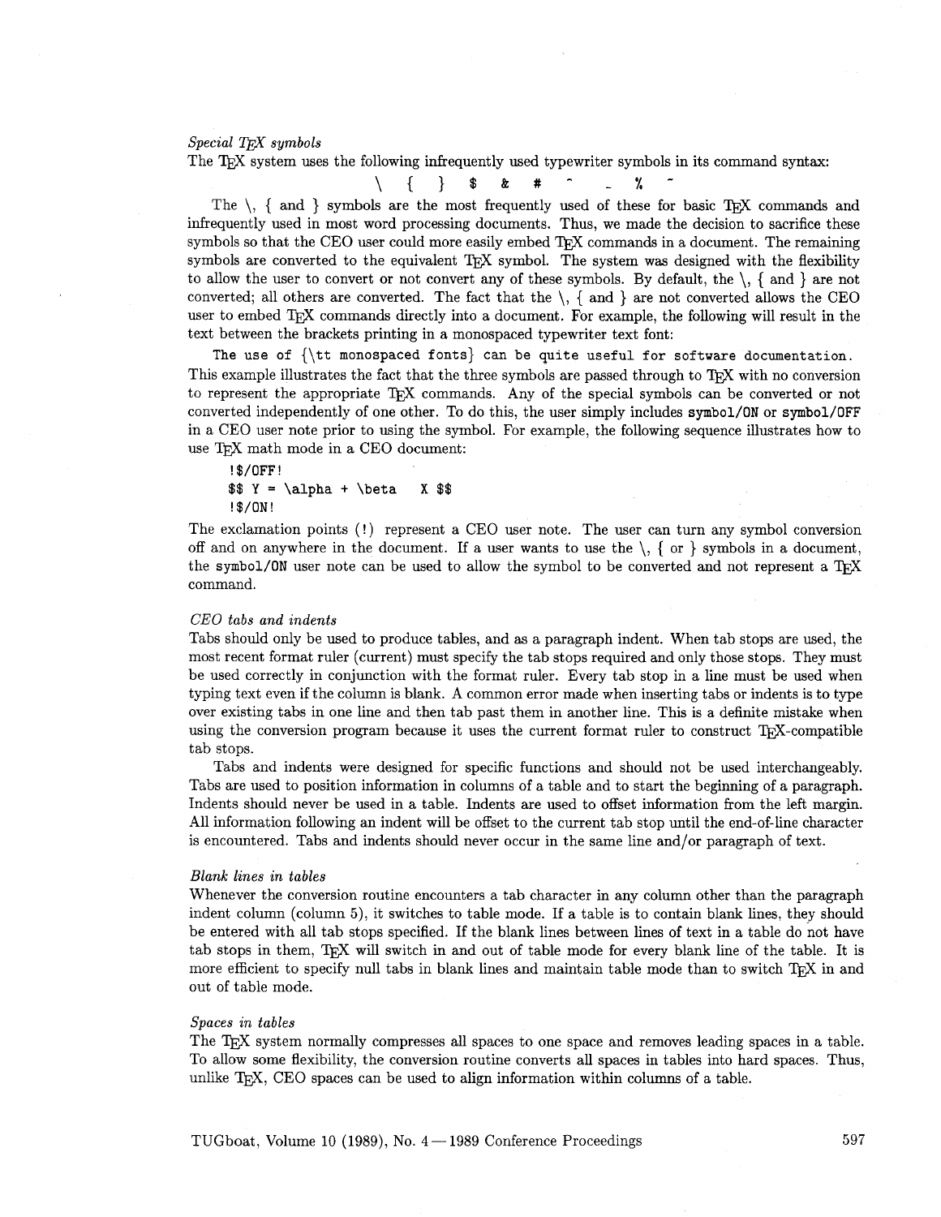*Special TEX symbols*

The TEX system uses the following infrequently used typewriter symbols in its command syntax:

\ { } $ & # ^ _ % ~

The \, { and } symbols are the most frequently used of these for basic TEX commands and infrequently used in most word processing documents. Thus, we made the decision to sacrifice these symbols so that the CEO user could more easily embed TEX commands in a document. The remaining symbols are converted to the equivalent TEX symbol. The system was designed with the flexibility to allow the user to convert or not convert any of these symbols. By default, the \, { and } are not converted; all others are converted. The fact that the \, { and } are not converted allows the CEO user to embed TEX commands directly into a document. For example, the following will result in the text between the brackets printing in a monospaced typewriter text font:

```
The use of {\tt monospaced fonts} can be quite useful for software documentation.
```

This example illustrates the fact that the three symbols are passed through to TEX with no conversion to represent the appropriate TEX commands. Any of the special symbols can be converted or not converted independently of one other. To do this, the user simply includes `symbol/ON` or `symbol/OFF` in a CEO user note prior to using the symbol. For example, the following sequence illustrates how to use TEX math mode in a CEO document:

```
!$/OFF!
$$ Y = \alpha + \beta   X $$
!$/ON!
```

The exclamation points (`!`) represent a CEO user note. The user can turn any symbol conversion off and on anywhere in the document. If a user wants to use the \, { or } symbols in a document, the `symbol/ON` user note can be used to allow the symbol to be converted and not represent a TEX command.

*CEO tabs and indents*

Tabs should only be used to produce tables, and as a paragraph indent. When tab stops are used, the most recent format ruler (current) must specify the tab stops required and only those stops. They must be used correctly in conjunction with the format ruler. Every tab stop in a line must be used when typing text even if the column is blank. A common error made when inserting tabs or indents is to type over existing tabs in one line and then tab past them in another line. This is a definite mistake when using the conversion program because it uses the current format ruler to construct TEX-compatible tab stops.

Tabs and indents were designed for specific functions and should not be used interchangeably. Tabs are used to position information in columns of a table and to start the beginning of a paragraph. Indents should never be used in a table. Indents are used to offset information from the left margin. All information following an indent will be offset to the current tab stop until the end-of-line character is encountered. Tabs and indents should never occur in the same line and/or paragraph of text.

*Blank lines in tables*

Whenever the conversion routine encounters a tab character in any column other than the paragraph indent column (column 5), it switches to table mode. If a table is to contain blank lines, they should be entered with all tab stops specified. If the blank lines between lines of text in a table do not have tab stops in them, TEX will switch in and out of table mode for every blank line of the table. It is more efficient to specify null tabs in blank lines and maintain table mode than to switch TEX in and out of table mode.

*Spaces in tables*

The TEX system normally compresses all spaces to one space and removes leading spaces in a table. To allow some flexibility, the conversion routine converts all spaces in tables into hard spaces. Thus, unlike TEX, CEO spaces can be used to align information within columns of a table.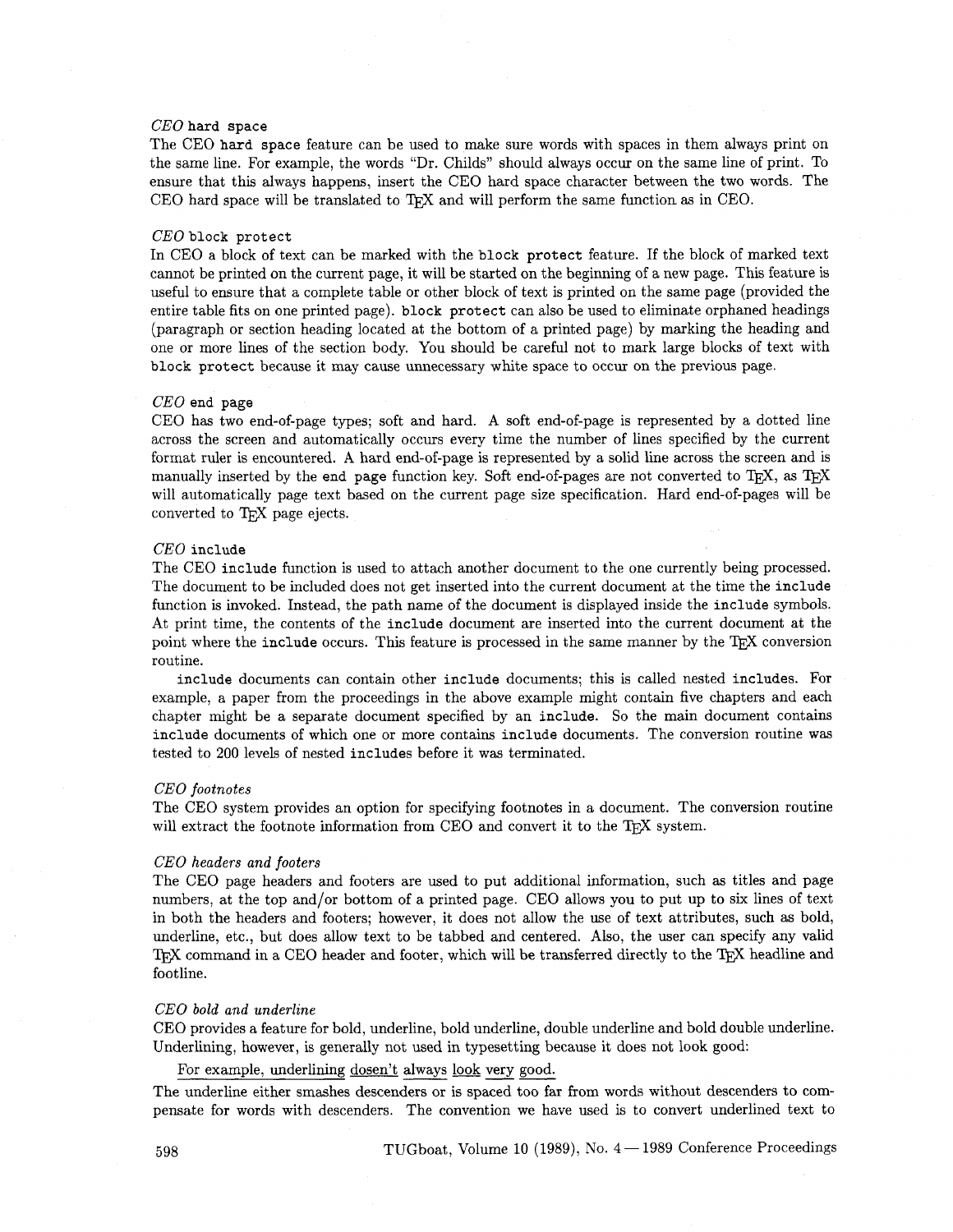*CEO* `hard space`
The CEO `hard space` feature can be used to make sure words with spaces in them always print on the same line. For example, the words "Dr. Childs" should always occur on the same line of print. To ensure that this always happens, insert the CEO hard space character between the two words. The CEO hard space will be translated to TEX and will perform the same function as in CEO.

*CEO* `block protect`
In CEO a block of text can be marked with the `block protect` feature. If the block of marked text cannot be printed on the current page, it will be started on the beginning of a new page. This feature is useful to ensure that a complete table or other block of text is printed on the same page (provided the entire table fits on one printed page). `block protect` can also be used to eliminate orphaned headings (paragraph or section heading located at the bottom of a printed page) by marking the heading and one or more lines of the section body. You should be careful not to mark large blocks of text with `block protect` because it may cause unnecessary white space to occur on the previous page.

*CEO* `end page`
CEO has two end-of-page types; soft and hard. A soft end-of-page is represented by a dotted line across the screen and automatically occurs every time the number of lines specified by the current format ruler is encountered. A hard end-of-page is represented by a solid line across the screen and is manually inserted by the `end page` function key. Soft end-of-pages are not converted to TEX, as TEX will automatically page text based on the current page size specification. Hard end-of-pages will be converted to TEX page ejects.

*CEO* `include`
The CEO `include` function is used to attach another document to the one currently being processed. The document to be included does not get inserted into the current document at the time the `include` function is invoked. Instead, the path name of the document is displayed inside the `include` symbols. At print time, the contents of the `include` document are inserted into the current document at the point where the `include` occurs. This feature is processed in the same manner by the TEX conversion routine.

`include` documents can contain other `include` documents; this is called nested `includes`. For example, a paper from the proceedings in the above example might contain five chapters and each chapter might be a separate document specified by an `include`. So the main document contains `include` documents of which one or more contains `include` documents. The conversion routine was tested to 200 levels of nested `includes` before it was terminated.

*CEO footnotes*
The CEO system provides an option for specifying footnotes in a document. The conversion routine will extract the footnote information from CEO and convert it to the TEX system.

*CEO headers and footers*
The CEO page headers and footers are used to put additional information, such as titles and page numbers, at the top and/or bottom of a printed page. CEO allows you to put up to six lines of text in both the headers and footers; however, it does not allow the use of text attributes, such as bold, underline, etc., but does allow text to be tabbed and centered. Also, the user can specify any valid TEX command in a CEO header and footer, which will be transferred directly to the TEX headline and footline.

*CEO bold and underline*
CEO provides a feature for bold, underline, bold underline, double underline and bold double underline. Underlining, however, is generally not used in typesetting because it does not look good:

<u>For example, underlining dosen't always look very good.</u>

The underline either smashes descenders or is spaced too far from words without descenders to compensate for words with descenders. The convention we have used is to convert underlined text to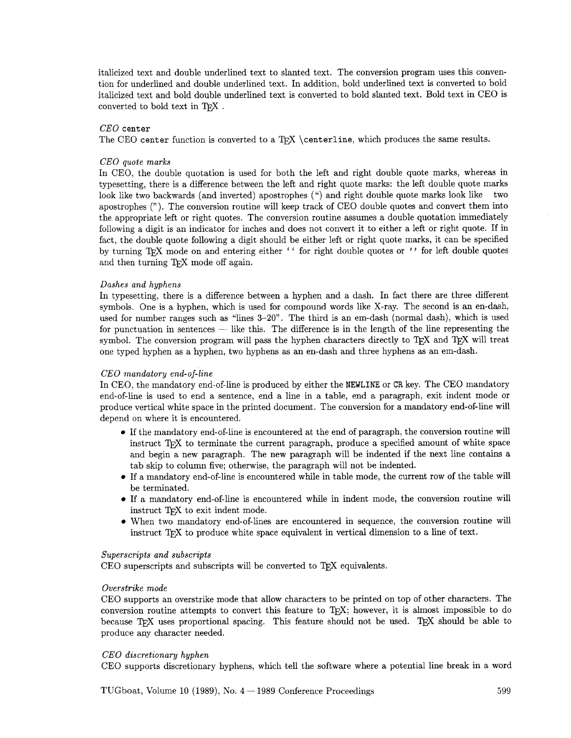italicized text and double underlined text to slanted text. The conversion program uses this convention for underlined and double underlined text. In addition, bold underlined text is converted to bold italicized text and bold double underlined text is converted to bold slanted text. Bold text in CEO is converted to bold text in TeX .

*CEO* `center`

The CEO `center` function is converted to a TeX `\centerline`, which produces the same results.

*CEO quote marks*

In CEO, the double quotation is used for both the left and right double quote marks, whereas in typesetting, there is a difference between the left and right quote marks: the left double quote marks look like two backwards (and inverted) apostrophes (“) and right double quote marks look like two apostrophes (”). The conversion routine will keep track of CEO double quotes and convert them into the appropriate left or right quotes. The conversion routine assumes a double quotation immediately following a digit is an indicator for inches and does not convert it to either a left or right quote. If in fact, the double quote following a digit should be either left or right quote marks, it can be specified by turning TeX mode on and entering either `` for right double quotes or '' for left double quotes and then turning TeX mode off again.

*Dashes and hyphens*

In typesetting, there is a difference between a hyphen and a dash. In fact there are three different symbols. One is a hyphen, which is used for compound words like X-ray. The second is an en-dash, used for number ranges such as “lines 3–20”. The third is an em-dash (normal dash), which is used for punctuation in sentences — like this. The difference is in the length of the line representing the symbol. The conversion program will pass the hyphen characters directly to TeX and TeX will treat one typed hyphen as a hyphen, two hyphens as an en-dash and three hyphens as an em-dash.

*CEO mandatory end-of-line*

In CEO, the mandatory end-of-line is produced by either the `NEWLINE` or `CR` key. The CEO mandatory end-of-line is used to end a sentence, end a line in a table, end a paragraph, exit indent mode or produce vertical white space in the printed document. The conversion for a mandatory end-of-line will depend on where it is encountered.

- If the mandatory end-of-line is encountered at the end of paragraph, the conversion routine will instruct TeX to terminate the current paragraph, produce a specified amount of white space and begin a new paragraph. The new paragraph will be indented if the next line contains a tab skip to column five; otherwise, the paragraph will not be indented.
- If a mandatory end-of-line is encountered while in table mode, the current row of the table will be terminated.
- If a mandatory end-of-line is encountered while in indent mode, the conversion routine will instruct TeX to exit indent mode.
- When two mandatory end-of-lines are encountered in sequence, the conversion routine will instruct TeX to produce white space equivalent in vertical dimension to a line of text.

*Superscripts and subscripts*

CEO superscripts and subscripts will be converted to TeX equivalents.

*Overstrike mode*

CEO supports an overstrike mode that allow characters to be printed on top of other characters. The conversion routine attempts to convert this feature to TeX; however, it is almost impossible to do because TeX uses proportional spacing. This feature should not be used. TeX should be able to produce any character needed.

*CEO discretionary hyphen*

CEO supports discretionary hyphens, which tell the software where a potential line break in a word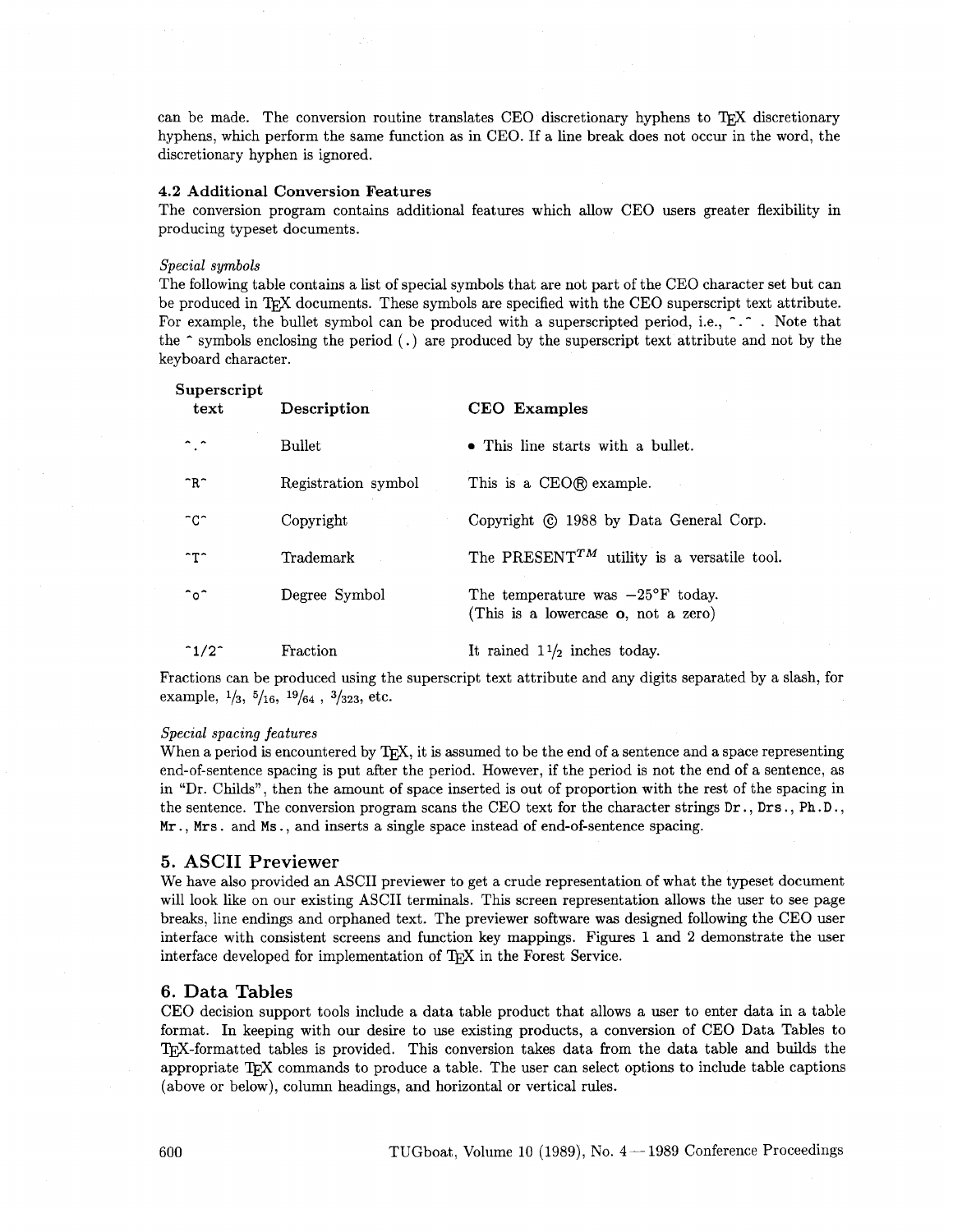can be made. The conversion routine translates CEO discretionary hyphens to TeX discretionary hyphens, which perform the same function as in CEO. If a line break does not occur in the word, the discretionary hyphen is ignored.

### 4.2 Additional Conversion Features

The conversion program contains additional features which allow CEO users greater flexibility in producing typeset documents.

*Special symbols*

The following table contains a list of special symbols that are not part of the CEO character set but can be produced in TeX documents. These symbols are specified with the CEO superscript text attribute. For example, the bullet symbol can be produced with a superscripted period, i.e., `^.^` . Note that the `^` symbols enclosing the period (`.`) are produced by the superscript text attribute and not by the keyboard character.

| Superscript text | Description | CEO Examples |
|---|---|---|
| `^.^` | Bullet | • This line starts with a bullet. |
| `^R^` | Registration symbol | This is a CEO® example. |
| `^C^` | Copyright | Copyright © 1988 by Data General Corp. |
| `^T^` | Trademark | The PRESENT$^{TM}$ utility is a versatile tool. |
| `^o^` | Degree Symbol | The temperature was −25°F today. (This is a lowercase **o**, not a zero) |
| `^1/2^` | Fraction | It rained 1½ inches today. |

Fractions can be produced using the superscript text attribute and any digits separated by a slash, for example, $^1/_3$, $^5/_{16}$, $^{19}/_{64}$ , $^3/_{323}$, etc.

*Special spacing features*

When a period is encountered by TeX, it is assumed to be the end of a sentence and a space representing end-of-sentence spacing is put after the period. However, if the period is not the end of a sentence, as in "Dr. Childs", then the amount of space inserted is out of proportion with the rest of the spacing in the sentence. The conversion program scans the CEO text for the character strings `Dr.`, `Drs.`, `Ph.D.`, `Mr.`, `Mrs.` and `Ms.`, and inserts a single space instead of end-of-sentence spacing.

## 5. ASCII Previewer

We have also provided an ASCII previewer to get a crude representation of what the typeset document will look like on our existing ASCII terminals. This screen representation allows the user to see page breaks, line endings and orphaned text. The previewer software was designed following the CEO user interface with consistent screens and function key mappings. Figures 1 and 2 demonstrate the user interface developed for implementation of TeX in the Forest Service.

## 6. Data Tables

CEO decision support tools include a data table product that allows a user to enter data in a table format. In keeping with our desire to use existing products, a conversion of CEO Data Tables to TeX-formatted tables is provided. This conversion takes data from the data table and builds the appropriate TeX commands to produce a table. The user can select options to include table captions (above or below), column headings, and horizontal or vertical rules.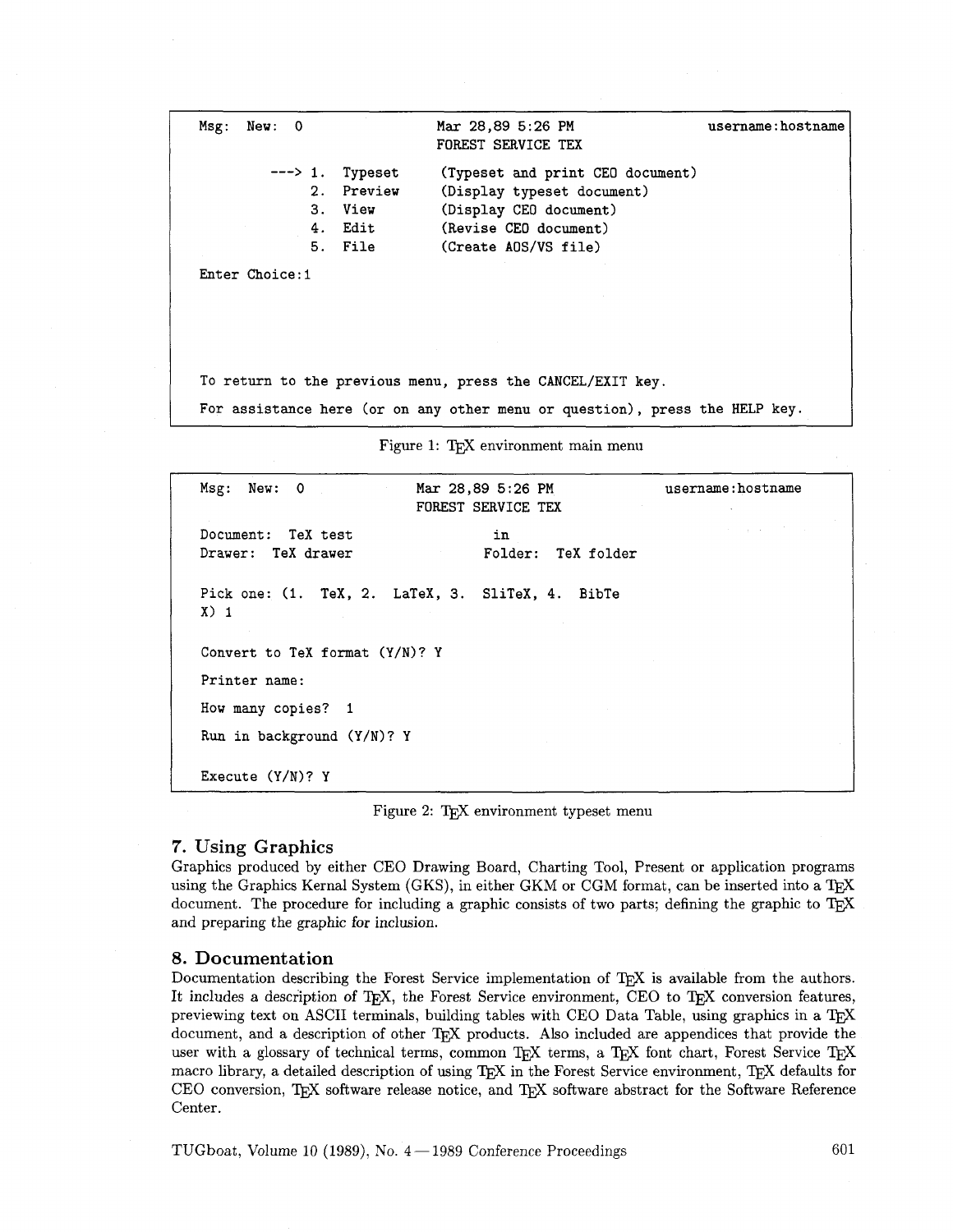```
Msg:  New:  0                  Mar 28,89 5:26 PM                username:hostname
                               FOREST SERVICE TEX

        ---> 1.  Typeset       (Typeset and print CEO document)
             2.  Preview       (Display typeset document)
             3.  View          (Display CEO document)
             4.  Edit          (Revise CEO document)
             5.  File          (Create AOS/VS file)

Enter Choice:1





To return to the previous menu, press the CANCEL/EXIT key.
For assistance here (or on any other menu or question), press the HELP key.
```

Figure 1: TEX environment main menu

```
Msg:  New:  0                Mar 28,89 5:26 PM               username:hostname
                             FOREST SERVICE TEX

Document:  TeX test                in
Drawer:  TeX drawer                Folder:  TeX folder

Pick one: (1.  TeX, 2.  LaTeX, 3.  SliTeX, 4.  BibTe
X) 1

Convert to TeX format (Y/N)? Y

Printer name:

How many copies?  1

Run in background (Y/N)? Y

Execute (Y/N)? Y
```

Figure 2: TEX environment typeset menu

## 7. Using Graphics

Graphics produced by either CEO Drawing Board, Charting Tool, Present or application programs using the Graphics Kernal System (GKS), in either GKM or CGM format, can be inserted into a TEX document. The procedure for including a graphic consists of two parts; defining the graphic to TEX and preparing the graphic for inclusion.

## 8. Documentation

Documentation describing the Forest Service implementation of TEX is available from the authors. It includes a description of TEX, the Forest Service environment, CEO to TEX conversion features, previewing text on ASCII terminals, building tables with CEO Data Table, using graphics in a TEX document, and a description of other TEX products. Also included are appendices that provide the user with a glossary of technical terms, common TEX terms, a TEX font chart, Forest Service TEX macro library, a detailed description of using TEX in the Forest Service environment, TEX defaults for CEO conversion, TEX software release notice, and TEX software abstract for the Software Reference Center.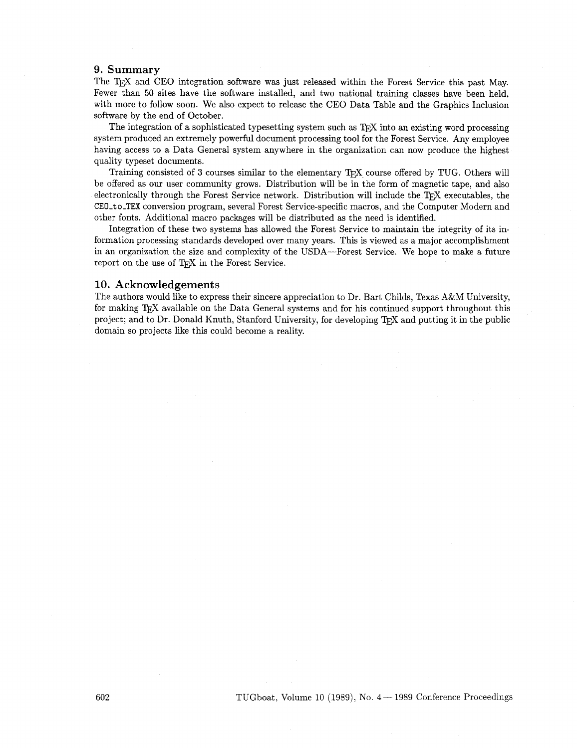## 9. Summary

The TEX and CEO integration software was just released within the Forest Service this past May. Fewer than 50 sites have the software installed, and two national training classes have been held, with more to follow soon. We also expect to release the CEO Data Table and the Graphics Inclusion software by the end of October.

The integration of a sophisticated typesetting system such as TEX into an existing word processing system produced an extremely powerful document processing tool for the Forest Service. Any employee having access to a Data General system anywhere in the organization can now produce the highest quality typeset documents.

Training consisted of 3 courses similar to the elementary TEX course offered by TUG. Others will be offered as our user community grows. Distribution will be in the form of magnetic tape, and also electronically through the Forest Service network. Distribution will include the TEX executables, the `CEO_to_TEX` conversion program, several Forest Service-specific macros, and the Computer Modern and other fonts. Additional macro packages will be distributed as the need is identified.

Integration of these two systems has allowed the Forest Service to maintain the integrity of its information processing standards developed over many years. This is viewed as a major accomplishment in an organization the size and complexity of the USDA—Forest Service. We hope to make a future report on the use of TEX in the Forest Service.

## 10. Acknowledgements

The authors would like to express their sincere appreciation to Dr. Bart Childs, Texas A&M University, for making TEX available on the Data General systems and for his continued support throughout this project; and to Dr. Donald Knuth, Stanford University, for developing TEX and putting it in the public domain so projects like this could become a reality.